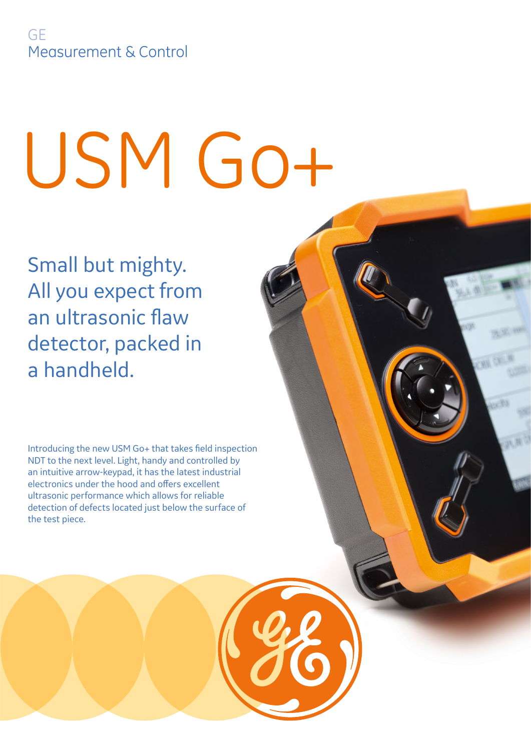GE
Measurement & Control

# USM Go+

## Small but mighty. All you expect from an ultrasonic flaw detector, packed in a handheld.

Introducing the new USM Go+ that takes field inspection NDT to the next level. Light, handy and controlled by an intuitive arrow-keypad, it has the latest industrial electronics under the hood and offers excellent ultrasonic performance which allows for reliable detection of defects located just below the surface of the test piece.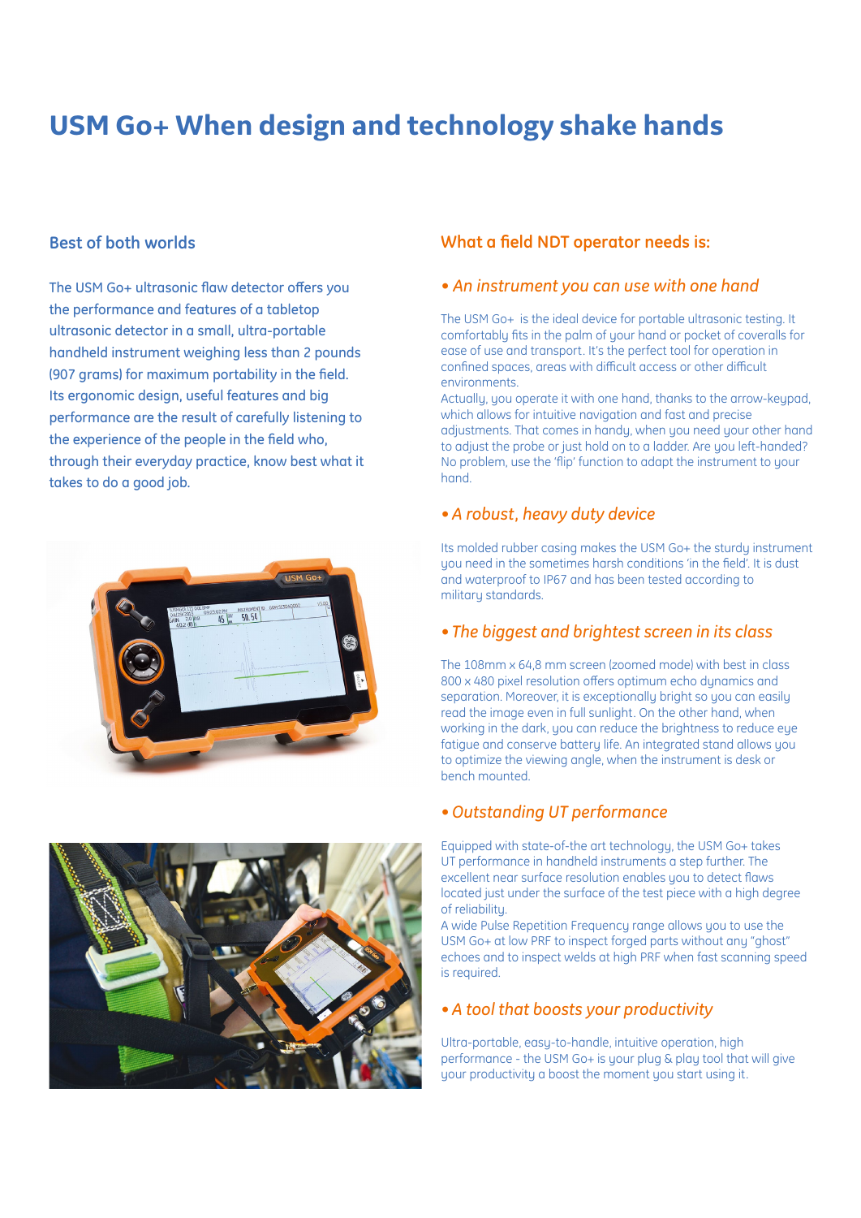# USM Go+ When design and technology shake hands

## Best of both worlds

The USM Go+ ultrasonic flaw detector offers you the performance and features of a tabletop ultrasonic detector in a small, ultra-portable handheld instrument weighing less than 2 pounds (907 grams) for maximum portability in the field. Its ergonomic design, useful features and big performance are the result of carefully listening to the experience of the people in the field who, through their everyday practice, know best what it takes to do a good job.

## What a field NDT operator needs is:

### • *An instrument you can use with one hand*

The USM Go+ is the ideal device for portable ultrasonic testing. It comfortably fits in the palm of your hand or pocket of coveralls for ease of use and transport. It's the perfect tool for operation in confined spaces, areas with difficult access or other difficult environments.
Actually, you operate it with one hand, thanks to the arrow-keypad, which allows for intuitive navigation and fast and precise adjustments. That comes in handy, when you need your other hand to adjust the probe or just hold on to a ladder. Are you left-handed? No problem, use the 'flip' function to adapt the instrument to your hand.

### • *A robust, heavy duty device*

Its molded rubber casing makes the USM Go+ the sturdy instrument you need in the sometimes harsh conditions 'in the field'. It is dust and waterproof to IP67 and has been tested according to military standards.

### • *The biggest and brightest screen in its class*

The 108mm x 64,8 mm screen (zoomed mode) with best in class 800 x 480 pixel resolution offers optimum echo dynamics and separation. Moreover, it is exceptionally bright so you can easily read the image even in full sunlight. On the other hand, when working in the dark, you can reduce the brightness to reduce eye fatigue and conserve battery life. An integrated stand allows you to optimize the viewing angle, when the instrument is desk or bench mounted.

### • *Outstanding UT performance*

Equipped with state-of-the art technology, the USM Go+ takes UT performance in handheld instruments a step further. The excellent near surface resolution enables you to detect flaws located just under the surface of the test piece with a high degree of reliability.
A wide Pulse Repetition Frequency range allows you to use the USM Go+ at low PRF to inspect forged parts without any "ghost" echoes and to inspect welds at high PRF when fast scanning speed is required.

### • *A tool that boosts your productivity*

Ultra-portable, easy-to-handle, intuitive operation, high performance - the USM Go+ is your plug & play tool that will give your productivity a boost the moment you start using it.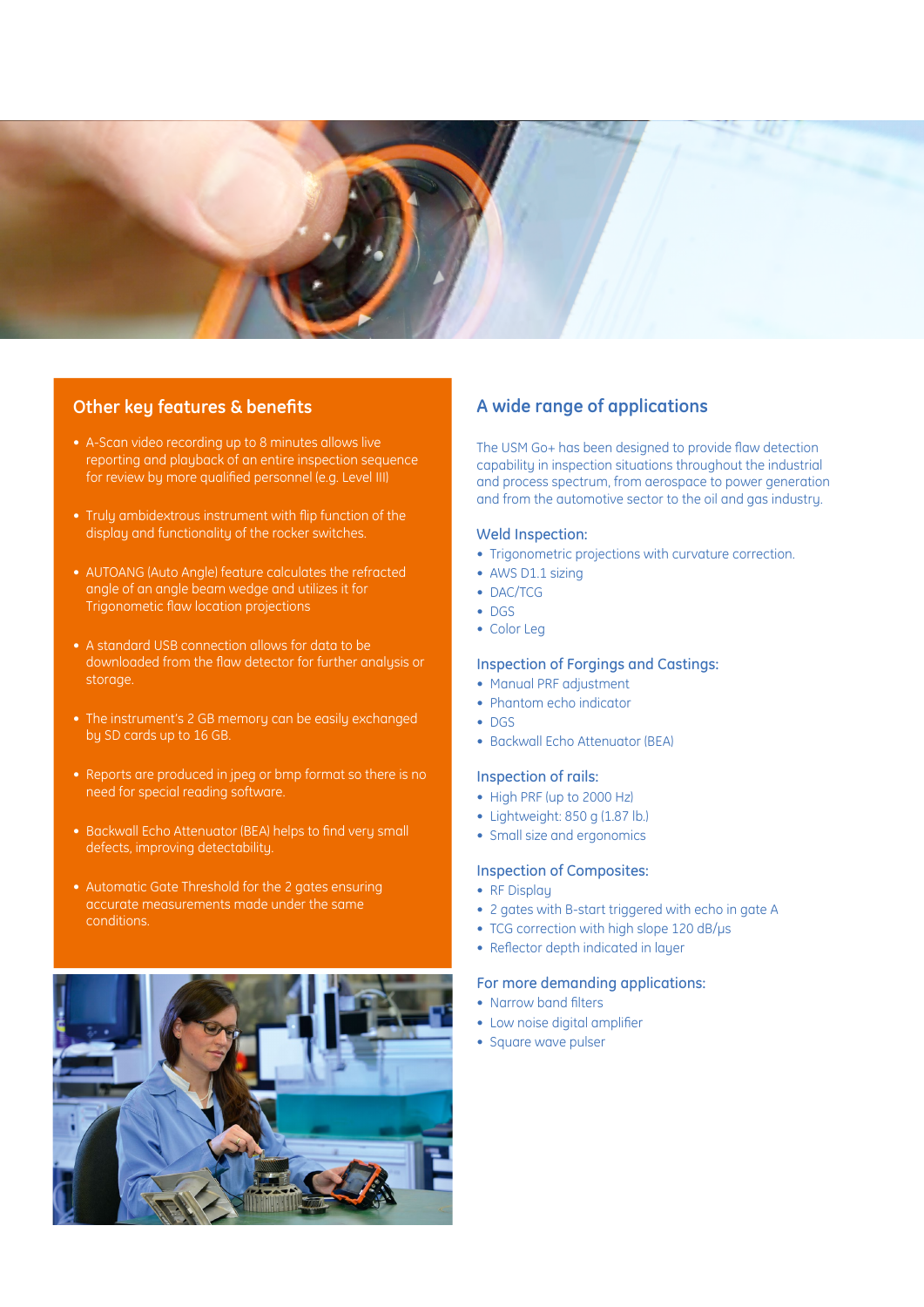## Other key features & benefits

- A-Scan video recording up to 8 minutes allows live reporting and playback of an entire inspection sequence for review by more qualified personnel (e.g. Level III)
- Truly ambidextrous instrument with flip function of the display and functionality of the rocker switches.
- AUTOANG (Auto Angle) feature calculates the refracted angle of an angle beam wedge and utilizes it for Trigonometic flaw location projections
- A standard USB connection allows for data to be downloaded from the flaw detector for further analysis or storage.
- The instrument's 2 GB memory can be easily exchanged by SD cards up to 16 GB.
- Reports are produced in jpeg or bmp format so there is no need for special reading software.
- Backwall Echo Attenuator (BEA) helps to find very small defects, improving detectability.
- Automatic Gate Threshold for the 2 gates ensuring accurate measurements made under the same conditions.

## A wide range of applications

The USM Go+ has been designed to provide flaw detection capability in inspection situations throughout the industrial and process spectrum, from aerospace to power generation and from the automotive sector to the oil and gas industry.

### Weld Inspection:

- Trigonometric projections with curvature correction.
- AWS D1.1 sizing
- DAC/TCG
- DGS
- Color Leg

### Inspection of Forgings and Castings:

- Manual PRF adjustment
- Phantom echo indicator
- DGS
- Backwall Echo Attenuator (BEA)

### Inspection of rails:

- High PRF (up to 2000 Hz)
- Lightweight: 850 g (1.87 lb.)
- Small size and ergonomics

### Inspection of Composites:

- RF Display
- 2 gates with B-start triggered with echo in gate A
- TCG correction with high slope 120 dB/µs
- Reflector depth indicated in layer

### For more demanding applications:

- Narrow band filters
- Low noise digital amplifier
- Square wave pulser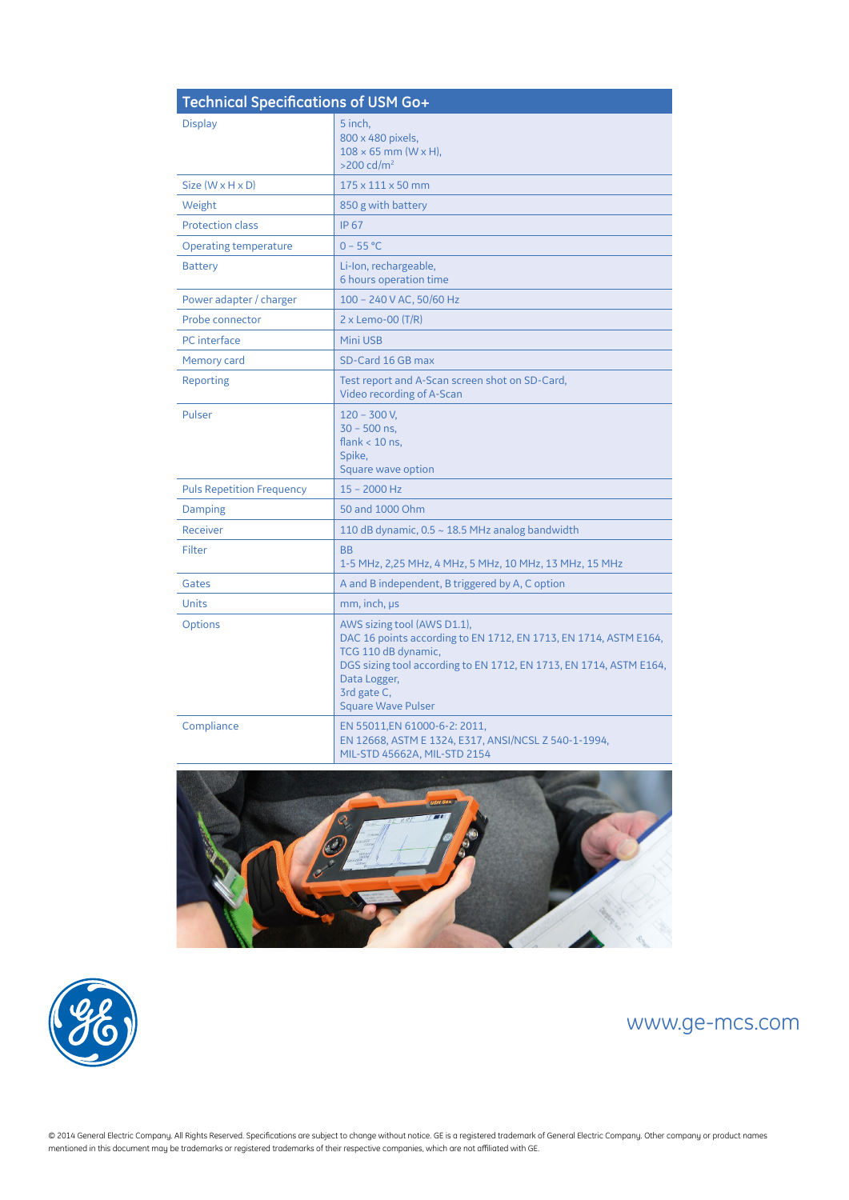## Technical Specifications of USM Go+

| | |
|---|---|
| Display | 5 inch,<br>800 x 480 pixels,<br>108 × 65 mm (W x H),<br>>200 cd/m² |
| Size (W x H x D) | 175 x 111 x 50 mm |
| Weight | 850 g with battery |
| Protection class | IP 67 |
| Operating temperature | 0 – 55 °C |
| Battery | Li-Ion, rechargeable,<br>6 hours operation time |
| Power adapter / charger | 100 – 240 V AC, 50/60 Hz |
| Probe connector | 2 x Lemo-00 (T/R) |
| PC interface | Mini USB |
| Memory card | SD-Card 16 GB max |
| Reporting | Test report and A-Scan screen shot on SD-Card,<br>Video recording of A-Scan |
| Pulser | 120 – 300 V,<br>30 – 500 ns,<br>flank < 10 ns,<br>Spike,<br>Square wave option |
| Puls Repetition Frequency | 15 – 2000 Hz |
| Damping | 50 and 1000 Ohm |
| Receiver | 110 dB dynamic, 0.5 ~ 18.5 MHz analog bandwidth |
| Filter | BB<br>1-5 MHz, 2,25 MHz, 4 MHz, 5 MHz, 10 MHz, 13 MHz, 15 MHz |
| Gates | A and B independent, B triggered by A, C option |
| Units | mm, inch, µs |
| Options | AWS sizing tool (AWS D1.1),<br>DAC 16 points according to EN 1712, EN 1713, EN 1714, ASTM E164,<br>TCG 110 dB dynamic,<br>DGS sizing tool according to EN 1712, EN 1713, EN 1714, ASTM E164,<br>Data Logger,<br>3rd gate C,<br>Square Wave Pulser |
| Compliance | EN 55011,EN 61000-6-2: 2011,<br>EN 12668, ASTM E 1324, E317, ANSI/NCSL Z 540-1-1994,<br>MIL-STD 45662A, MIL-STD 2154 |

www.ge-mcs.com

© 2014 General Electric Company. All Rights Reserved. Specifications are subject to change without notice. GE is a registered trademark of General Electric Company. Other company or product names mentioned in this document may be trademarks or registered trademarks of their respective companies, which are not affiliated with GE.